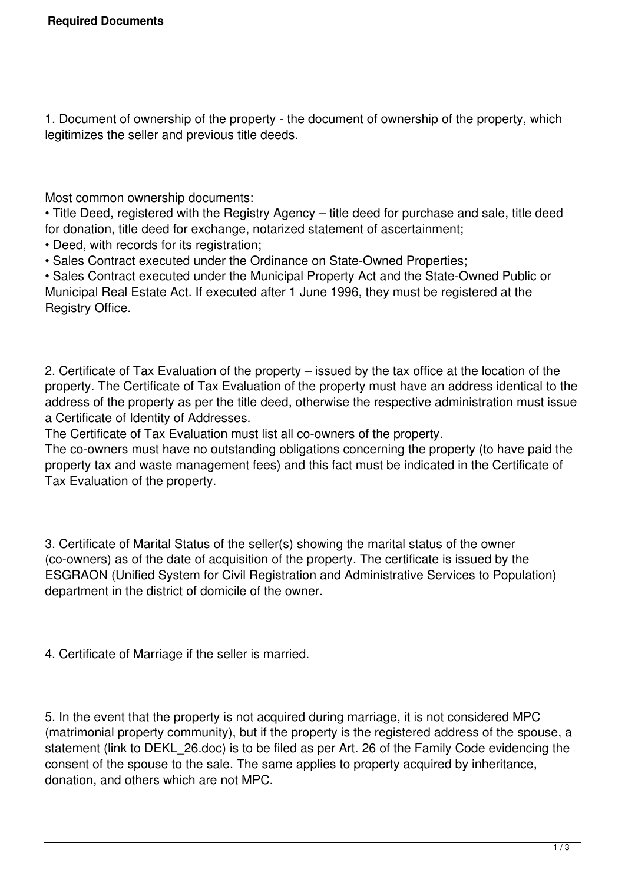**Required Documents**

1. Document of ownership of the property - the document of ownership of the property, which legitimizes the seller and previous title deeds.

Most common ownership documents:

- Title Deed, registered with the Registry Agency – title deed for purchase and sale, title deed for donation, title deed for exchange, notarized statement of ascertainment;
- Deed, with records for its registration;
- Sales Contract executed under the Ordinance on State-Owned Properties;
- Sales Contract executed under the Municipal Property Act and the State-Owned Public or Municipal Real Estate Act. If executed after 1 June 1996, they must be registered at the Registry Office.

2. Certificate of Tax Evaluation of the property – issued by the tax office at the location of the property. The Certificate of Tax Evaluation of the property must have an address identical to the address of the property as per the title deed, otherwise the respective administration must issue a Certificate of Identity of Addresses.
The Certificate of Tax Evaluation must list all co-owners of the property.
The co-owners must have no outstanding obligations concerning the property (to have paid the property tax and waste management fees) and this fact must be indicated in the Certificate of Tax Evaluation of the property.

3. Certificate of Marital Status of the seller(s) showing the marital status of the owner (co-owners) as of the date of acquisition of the property. The certificate is issued by the ESGRAON (Unified System for Civil Registration and Administrative Services to Population) department in the district of domicile of the owner.

4. Certificate of Marriage if the seller is married.

5. In the event that the property is not acquired during marriage, it is not considered MPC (matrimonial property community), but if the property is the registered address of the spouse, a statement (link to DEKL_26.doc) is to be filed as per Art. 26 of the Family Code evidencing the consent of the spouse to the sale. The same applies to property acquired by inheritance, donation, and others which are not MPC.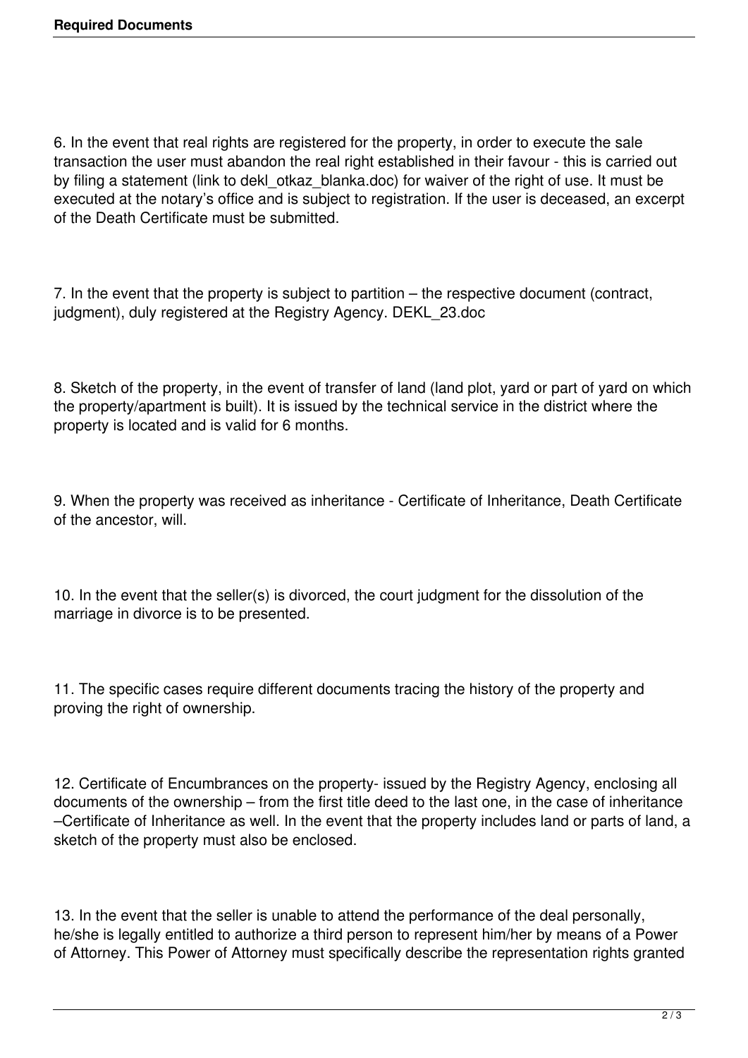6. In the event that real rights are registered for the property, in order to execute the sale transaction the user must abandon the real right established in their favour - this is carried out by filing a statement (link to dekl_otkaz_blanka.doc) for waiver of the right of use. It must be executed at the notary's office and is subject to registration. If the user is deceased, an excerpt of the Death Certificate must be submitted.

7. In the event that the property is subject to partition – the respective document (contract, judgment), duly registered at the Registry Agency. DEKL_23.doc

8. Sketch of the property, in the event of transfer of land (land plot, yard or part of yard on which the property/apartment is built). It is issued by the technical service in the district where the property is located and is valid for 6 months.

9. When the property was received as inheritance - Certificate of Inheritance, Death Certificate of the ancestor, will.

10. In the event that the seller(s) is divorced, the court judgment for the dissolution of the marriage in divorce is to be presented.

11. The specific cases require different documents tracing the history of the property and proving the right of ownership.

12. Certificate of Encumbrances on the property- issued by the Registry Agency, enclosing all documents of the ownership – from the first title deed to the last one, in the case of inheritance –Certificate of Inheritance as well. In the event that the property includes land or parts of land, a sketch of the property must also be enclosed.

13. In the event that the seller is unable to attend the performance of the deal personally, he/she is legally entitled to authorize a third person to represent him/her by means of a Power of Attorney. This Power of Attorney must specifically describe the representation rights granted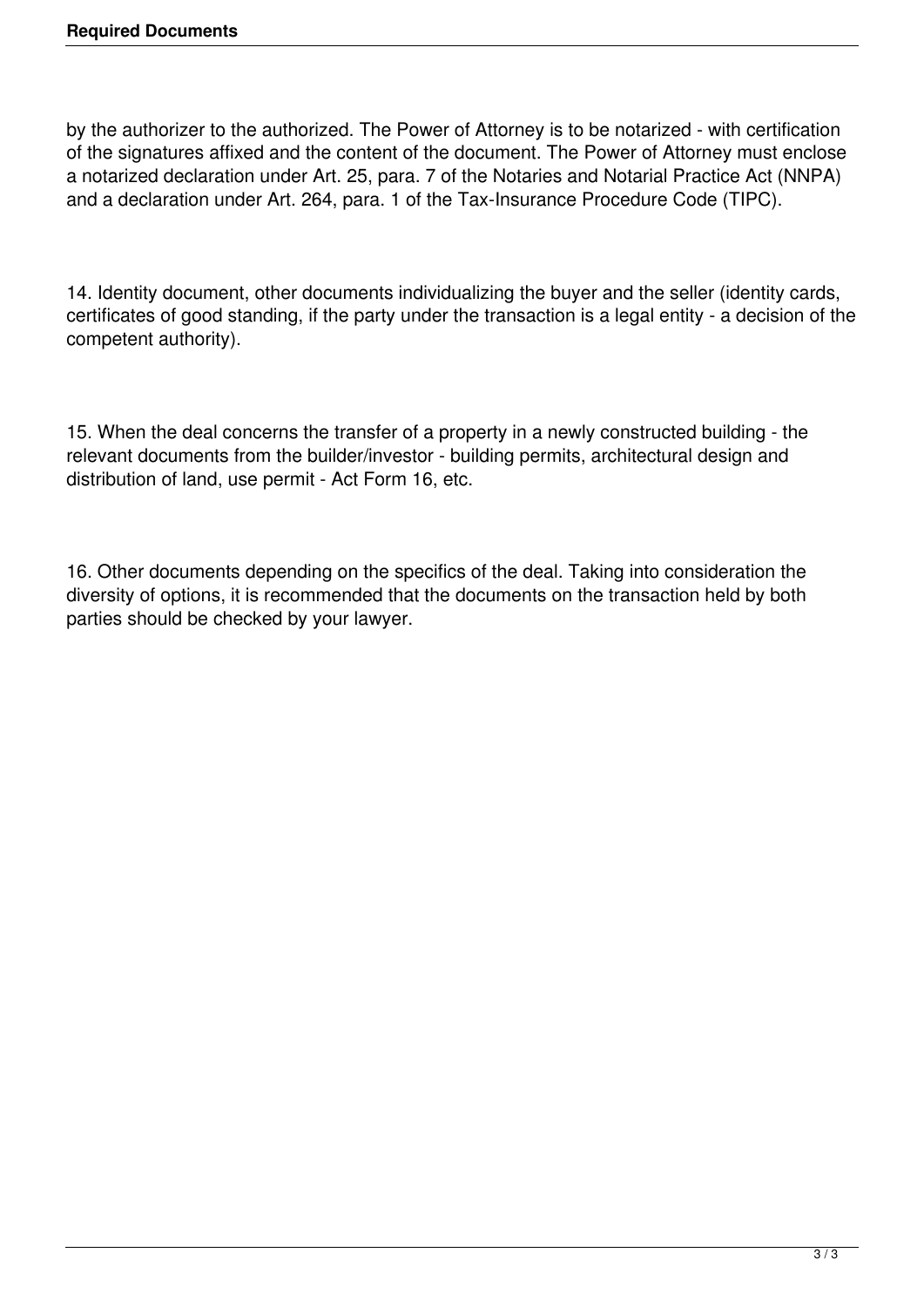by the authorizer to the authorized. The Power of Attorney is to be notarized - with certification of the signatures affixed and the content of the document. The Power of Attorney must enclose a notarized declaration under Art. 25, para. 7 of the Notaries and Notarial Practice Act (NNPA) and a declaration under Art. 264, para. 1 of the Tax-Insurance Procedure Code (TIPC).

14. Identity document, other documents individualizing the buyer and the seller (identity cards, certificates of good standing, if the party under the transaction is a legal entity - a decision of the competent authority).

15. When the deal concerns the transfer of a property in a newly constructed building - the relevant documents from the builder/investor - building permits, architectural design and distribution of land, use permit - Act Form 16, etc.

16. Other documents depending on the specifics of the deal. Taking into consideration the diversity of options, it is recommended that the documents on the transaction held by both parties should be checked by your lawyer.